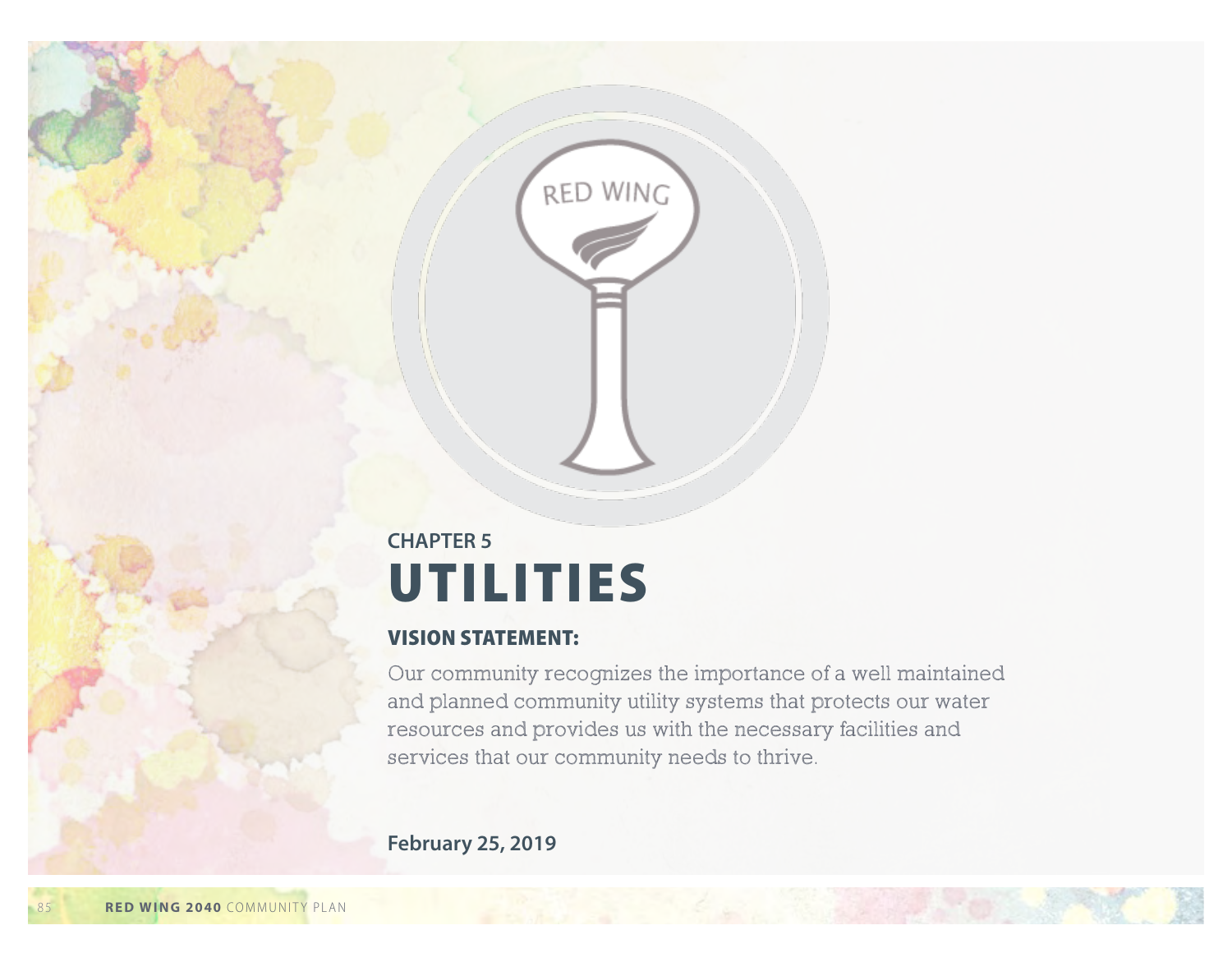CHAPTER 5

# UTILITIES

## VISION STATEMENT:

Our community recognizes the importance of a well maintained and planned community utility systems that protects our water resources and provides us with the necessary facilities and services that our community needs to thrive.

**February 25, 2019**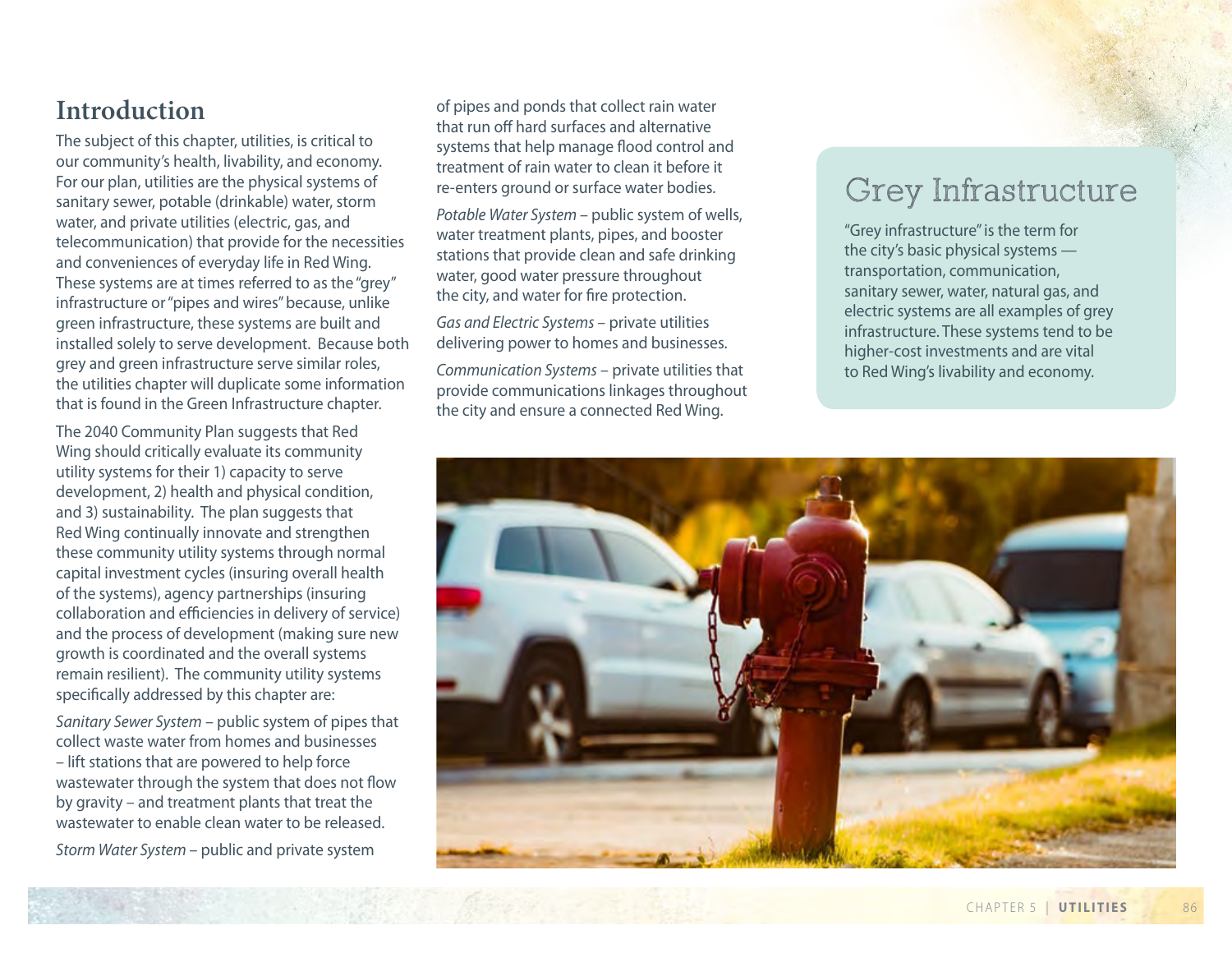## Introduction

The subject of this chapter, utilities, is critical to our community's health, livability, and economy. For our plan, utilities are the physical systems of sanitary sewer, potable (drinkable) water, storm water, and private utilities (electric, gas, and telecommunication) that provide for the necessities and conveniences of everyday life in Red Wing. These systems are at times referred to as the "grey" infrastructure or "pipes and wires" because, unlike green infrastructure, these systems are built and installed solely to serve development. Because both grey and green infrastructure serve similar roles, the utilities chapter will duplicate some information that is found in the Green Infrastructure chapter.

The 2040 Community Plan suggests that Red Wing should critically evaluate its community utility systems for their 1) capacity to serve development, 2) health and physical condition, and 3) sustainability. The plan suggests that Red Wing continually innovate and strengthen these community utility systems through normal capital investment cycles (insuring overall health of the systems), agency partnerships (insuring collaboration and efficiencies in delivery of service) and the process of development (making sure new growth is coordinated and the overall systems remain resilient). The community utility systems specifically addressed by this chapter are:

*Sanitary Sewer System* – public system of pipes that collect waste water from homes and businesses – lift stations that are powered to help force wastewater through the system that does not flow by gravity – and treatment plants that treat the wastewater to enable clean water to be released.

*Storm Water System* – public and private system of pipes and ponds that collect rain water that run off hard surfaces and alternative systems that help manage flood control and treatment of rain water to clean it before it re-enters ground or surface water bodies.

*Potable Water System* – public system of wells, water treatment plants, pipes, and booster stations that provide clean and safe drinking water, good water pressure throughout the city, and water for fire protection.

*Gas and Electric Systems* – private utilities delivering power to homes and businesses.

*Communication Systems* – private utilities that provide communications linkages throughout the city and ensure a connected Red Wing.

### Grey Infrastructure

"Grey infrastructure" is the term for the city's basic physical systems — transportation, communication, sanitary sewer, water, natural gas, and electric systems are all examples of grey infrastructure. These systems tend to be higher-cost investments and are vital to Red Wing's livability and economy.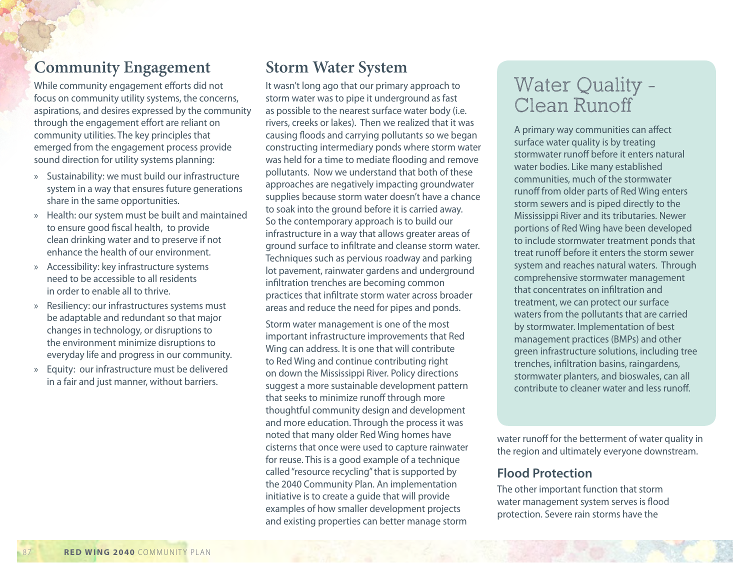## Community Engagement

While community engagement efforts did not focus on community utility systems, the concerns, aspirations, and desires expressed by the community through the engagement effort are reliant on community utilities. The key principles that emerged from the engagement process provide sound direction for utility systems planning:

- Sustainability: we must build our infrastructure system in a way that ensures future generations share in the same opportunities.
- Health: our system must be built and maintained to ensure good fiscal health, to provide clean drinking water and to preserve if not enhance the health of our environment.
- Accessibility: key infrastructure systems need to be accessible to all residents in order to enable all to thrive.
- Resiliency: our infrastructures systems must be adaptable and redundant so that major changes in technology, or disruptions to the environment minimize disruptions to everyday life and progress in our community.
- Equity: our infrastructure must be delivered in a fair and just manner, without barriers.

## Storm Water System

It wasn't long ago that our primary approach to storm water was to pipe it underground as fast as possible to the nearest surface water body (i.e. rivers, creeks or lakes). Then we realized that it was causing floods and carrying pollutants so we began constructing intermediary ponds where storm water was held for a time to mediate flooding and remove pollutants. Now we understand that both of these approaches are negatively impacting groundwater supplies because storm water doesn't have a chance to soak into the ground before it is carried away. So the contemporary approach is to build our infrastructure in a way that allows greater areas of ground surface to infiltrate and cleanse storm water. Techniques such as pervious roadway and parking lot pavement, rainwater gardens and underground infiltration trenches are becoming common practices that infiltrate storm water across broader areas and reduce the need for pipes and ponds.

Storm water management is one of the most important infrastructure improvements that Red Wing can address. It is one that will contribute to Red Wing and continue contributing right on down the Mississippi River. Policy directions suggest a more sustainable development pattern that seeks to minimize runoff through more thoughtful community design and development and more education. Through the process it was noted that many older Red Wing homes have cisterns that once were used to capture rainwater for reuse. This is a good example of a technique called "resource recycling" that is supported by the 2040 Community Plan. An implementation initiative is to create a guide that will provide examples of how smaller development projects and existing properties can better manage storm water runoff for the betterment of water quality in the region and ultimately everyone downstream.

### Water Quality - Clean Runoff

A primary way communities can affect surface water quality is by treating stormwater runoff before it enters natural water bodies. Like many established communities, much of the stormwater runoff from older parts of Red Wing enters storm sewers and is piped directly to the Mississippi River and its tributaries. Newer portions of Red Wing have been developed to include stormwater treatment ponds that treat runoff before it enters the storm sewer system and reaches natural waters. Through comprehensive stormwater management that concentrates on infiltration and treatment, we can protect our surface waters from the pollutants that are carried by stormwater. Implementation of best management practices (BMPs) and other green infrastructure solutions, including tree trenches, infiltration basins, raingardens, stormwater planters, and bioswales, can all contribute to cleaner water and less runoff.

### Flood Protection

The other important function that storm water management system serves is flood protection. Severe rain storms have the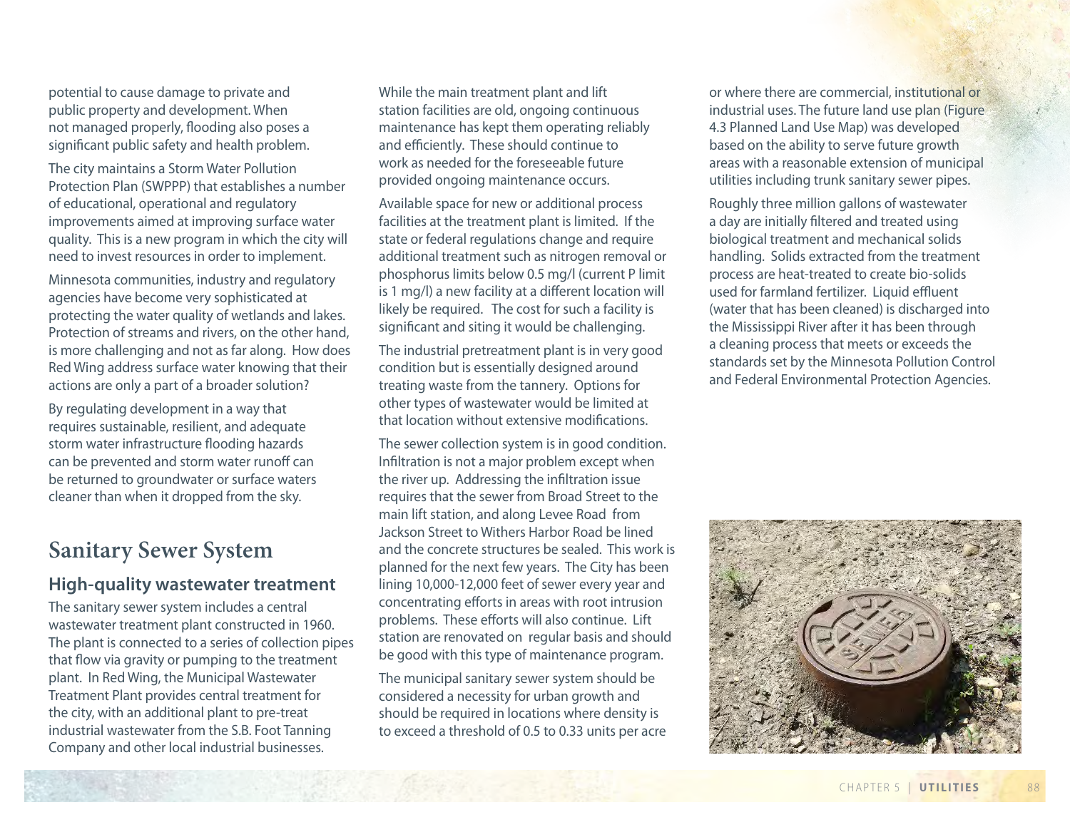potential to cause damage to private and public property and development. When not managed properly, flooding also poses a significant public safety and health problem.

The city maintains a Storm Water Pollution Protection Plan (SWPPP) that establishes a number of educational, operational and regulatory improvements aimed at improving surface water quality. This is a new program in which the city will need to invest resources in order to implement.

Minnesota communities, industry and regulatory agencies have become very sophisticated at protecting the water quality of wetlands and lakes. Protection of streams and rivers, on the other hand, is more challenging and not as far along. How does Red Wing address surface water knowing that their actions are only a part of a broader solution?

By regulating development in a way that requires sustainable, resilient, and adequate storm water infrastructure flooding hazards can be prevented and storm water runoff can be returned to groundwater or surface waters cleaner than when it dropped from the sky.

## Sanitary Sewer System

### High-quality wastewater treatment

The sanitary sewer system includes a central wastewater treatment plant constructed in 1960. The plant is connected to a series of collection pipes that flow via gravity or pumping to the treatment plant. In Red Wing, the Municipal Wastewater Treatment Plant provides central treatment for the city, with an additional plant to pre-treat industrial wastewater from the S.B. Foot Tanning Company and other local industrial businesses.

While the main treatment plant and lift station facilities are old, ongoing continuous maintenance has kept them operating reliably and efficiently. These should continue to work as needed for the foreseeable future provided ongoing maintenance occurs.

Available space for new or additional process facilities at the treatment plant is limited. If the state or federal regulations change and require additional treatment such as nitrogen removal or phosphorus limits below 0.5 mg/l (current P limit is 1 mg/l) a new facility at a different location will likely be required. The cost for such a facility is significant and siting it would be challenging.

The industrial pretreatment plant is in very good condition but is essentially designed around treating waste from the tannery. Options for other types of wastewater would be limited at that location without extensive modifications.

The sewer collection system is in good condition. Infiltration is not a major problem except when the river up. Addressing the infiltration issue requires that the sewer from Broad Street to the main lift station, and along Levee Road from Jackson Street to Withers Harbor Road be lined and the concrete structures be sealed. This work is planned for the next few years. The City has been lining 10,000-12,000 feet of sewer every year and concentrating efforts in areas with root intrusion problems. These efforts will also continue. Lift station are renovated on regular basis and should be good with this type of maintenance program.

The municipal sanitary sewer system should be considered a necessity for urban growth and should be required in locations where density is to exceed a threshold of 0.5 to 0.33 units per acre or where there are commercial, institutional or industrial uses. The future land use plan (Figure 4.3 Planned Land Use Map) was developed based on the ability to serve future growth areas with a reasonable extension of municipal utilities including trunk sanitary sewer pipes.

Roughly three million gallons of wastewater a day are initially filtered and treated using biological treatment and mechanical solids handling. Solids extracted from the treatment process are heat-treated to create bio-solids used for farmland fertilizer. Liquid effluent (water that has been cleaned) is discharged into the Mississippi River after it has been through a cleaning process that meets or exceeds the standards set by the Minnesota Pollution Control and Federal Environmental Protection Agencies.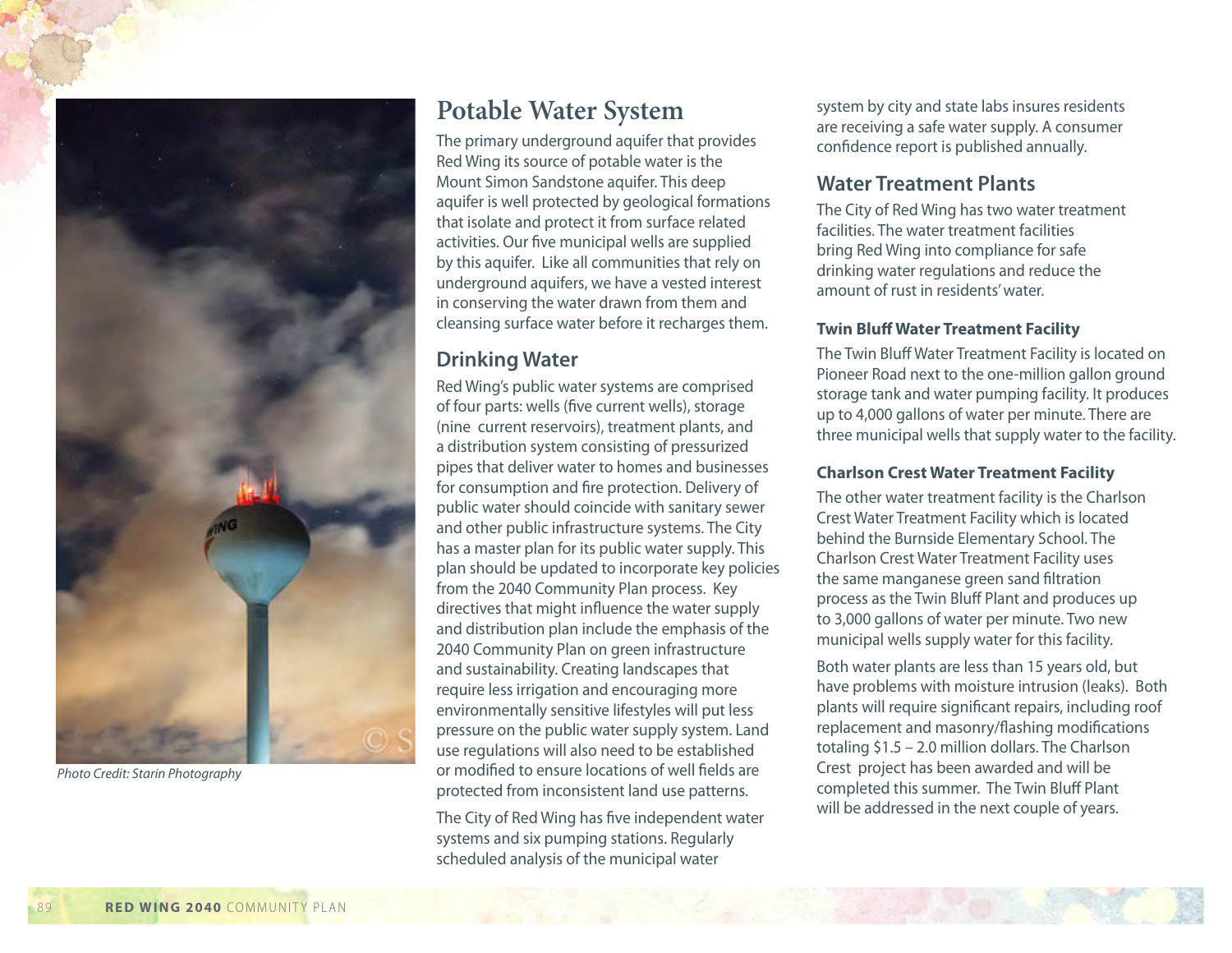Photo Credit: Starin Photography

## Potable Water System

The primary underground aquifer that provides Red Wing its source of potable water is the Mount Simon Sandstone aquifer. This deep aquifer is well protected by geological formations that isolate and protect it from surface related activities. Our five municipal wells are supplied by this aquifer. Like all communities that rely on underground aquifers, we have a vested interest in conserving the water drawn from them and cleansing surface water before it recharges them.

### Drinking Water

Red Wing's public water systems are comprised of four parts: wells (five current wells), storage (nine current reservoirs), treatment plants, and a distribution system consisting of pressurized pipes that deliver water to homes and businesses for consumption and fire protection. Delivery of public water should coincide with sanitary sewer and other public infrastructure systems. The City has a master plan for its public water supply. This plan should be updated to incorporate key policies from the 2040 Community Plan process. Key directives that might influence the water supply and distribution plan include the emphasis of the 2040 Community Plan on green infrastructure and sustainability. Creating landscapes that require less irrigation and encouraging more environmentally sensitive lifestyles will put less pressure on the public water supply system. Land use regulations will also need to be established or modified to ensure locations of well fields are protected from inconsistent land use patterns.

The City of Red Wing has five independent water systems and six pumping stations. Regularly scheduled analysis of the municipal water system by city and state labs insures residents are receiving a safe water supply. A consumer confidence report is published annually.

### Water Treatment Plants

The City of Red Wing has two water treatment facilities. The water treatment facilities bring Red Wing into compliance for safe drinking water regulations and reduce the amount of rust in residents' water.

#### Twin Bluff Water Treatment Facility

The Twin Bluff Water Treatment Facility is located on Pioneer Road next to the one-million gallon ground storage tank and water pumping facility. It produces up to 4,000 gallons of water per minute. There are three municipal wells that supply water to the facility.

#### Charlson Crest Water Treatment Facility

The other water treatment facility is the Charlson Crest Water Treatment Facility which is located behind the Burnside Elementary School. The Charlson Crest Water Treatment Facility uses the same manganese green sand filtration process as the Twin Bluff Plant and produces up to 3,000 gallons of water per minute. Two new municipal wells supply water for this facility.

Both water plants are less than 15 years old, but have problems with moisture intrusion (leaks). Both plants will require significant repairs, including roof replacement and masonry/flashing modifications totaling $1.5 – 2.0 million dollars. The Charlson Crest project has been awarded and will be completed this summer. The Twin Bluff Plant will be addressed in the next couple of years.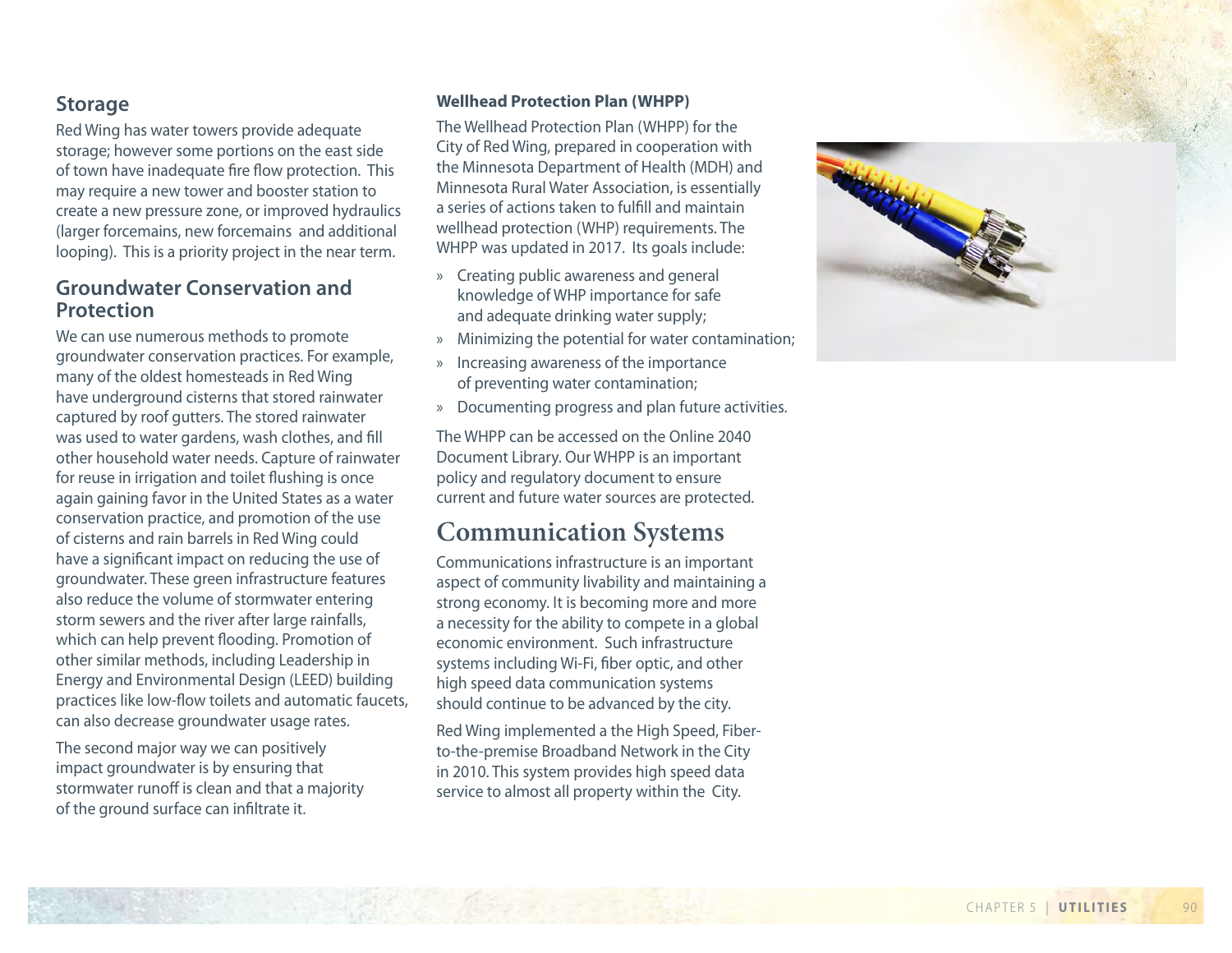## Storage

Red Wing has water towers provide adequate storage; however some portions on the east side of town have inadequate fire flow protection. This may require a new tower and booster station to create a new pressure zone, or improved hydraulics (larger forcemains, new forcemains and additional looping). This is a priority project in the near term.

## Groundwater Conservation and Protection

We can use numerous methods to promote groundwater conservation practices. For example, many of the oldest homesteads in Red Wing have underground cisterns that stored rainwater captured by roof gutters. The stored rainwater was used to water gardens, wash clothes, and fill other household water needs. Capture of rainwater for reuse in irrigation and toilet flushing is once again gaining favor in the United States as a water conservation practice, and promotion of the use of cisterns and rain barrels in Red Wing could have a significant impact on reducing the use of groundwater. These green infrastructure features also reduce the volume of stormwater entering storm sewers and the river after large rainfalls, which can help prevent flooding. Promotion of other similar methods, including Leadership in Energy and Environmental Design (LEED) building practices like low-flow toilets and automatic faucets, can also decrease groundwater usage rates.

The second major way we can positively impact groundwater is by ensuring that stormwater runoff is clean and that a majority of the ground surface can infiltrate it.

### Wellhead Protection Plan (WHPP)

The Wellhead Protection Plan (WHPP) for the City of Red Wing, prepared in cooperation with the Minnesota Department of Health (MDH) and Minnesota Rural Water Association, is essentially a series of actions taken to fulfill and maintain wellhead protection (WHP) requirements. The WHPP was updated in 2017. Its goals include:

- Creating public awareness and general knowledge of WHP importance for safe and adequate drinking water supply;
- Minimizing the potential for water contamination;
- Increasing awareness of the importance of preventing water contamination;
- Documenting progress and plan future activities.

The WHPP can be accessed on the Online 2040 Document Library. Our WHPP is an important policy and regulatory document to ensure current and future water sources are protected.

# Communication Systems

Communications infrastructure is an important aspect of community livability and maintaining a strong economy. It is becoming more and more a necessity for the ability to compete in a global economic environment. Such infrastructure systems including Wi-Fi, fiber optic, and other high speed data communication systems should continue to be advanced by the city.

Red Wing implemented a the High Speed, Fiber-to-the-premise Broadband Network in the City in 2010. This system provides high speed data service to almost all property within the City.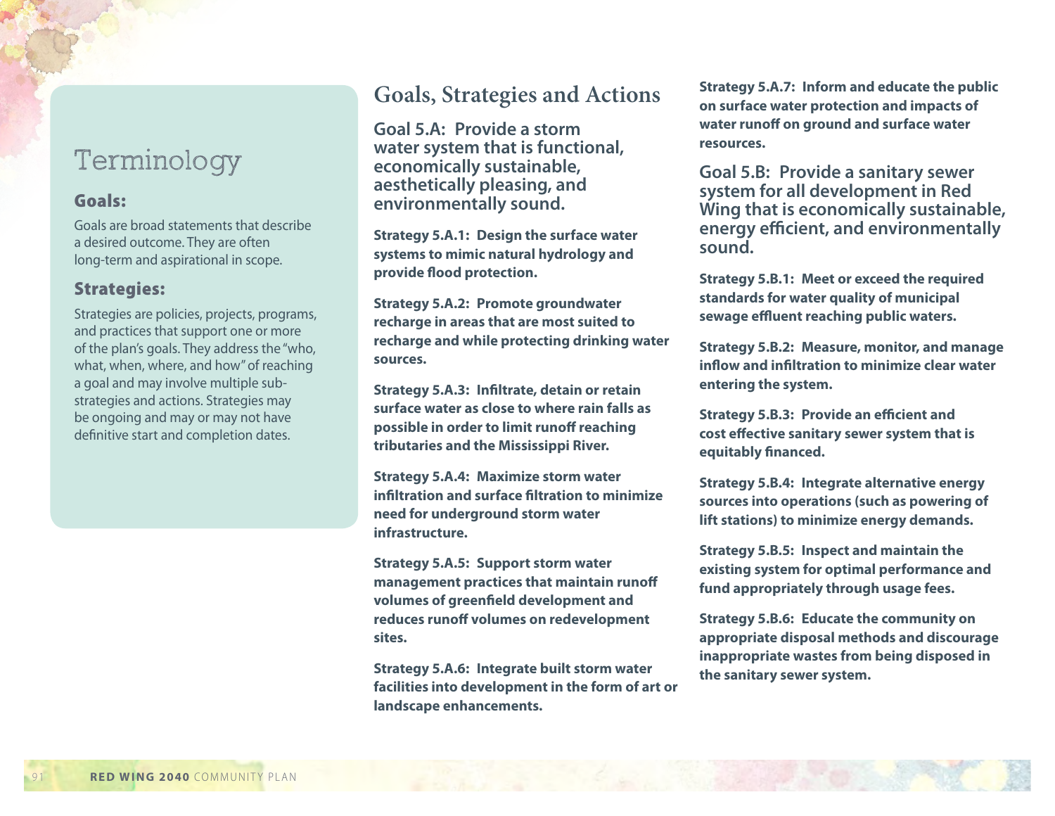## Terminology

### Goals:

Goals are broad statements that describe a desired outcome. They are often long-term and aspirational in scope.

### Strategies:

Strategies are policies, projects, programs, and practices that support one or more of the plan's goals. They address the "who, what, when, where, and how" of reaching a goal and may involve multiple sub-strategies and actions. Strategies may be ongoing and may or may not have definitive start and completion dates.

# Goals, Strategies and Actions

## Goal 5.A: Provide a storm water system that is functional, economically sustainable, aesthetically pleasing, and environmentally sound.

**Strategy 5.A.1: Design the surface water systems to mimic natural hydrology and provide flood protection.**

**Strategy 5.A.2: Promote groundwater recharge in areas that are most suited to recharge and while protecting drinking water sources.**

**Strategy 5.A.3: Infiltrate, detain or retain surface water as close to where rain falls as possible in order to limit runoff reaching tributaries and the Mississippi River.**

**Strategy 5.A.4: Maximize storm water infiltration and surface filtration to minimize need for underground storm water infrastructure.**

**Strategy 5.A.5: Support storm water management practices that maintain runoff volumes of greenfield development and reduces runoff volumes on redevelopment sites.**

**Strategy 5.A.6: Integrate built storm water facilities into development in the form of art or landscape enhancements.**

**Strategy 5.A.7: Inform and educate the public on surface water protection and impacts of water runoff on ground and surface water resources.**

## Goal 5.B: Provide a sanitary sewer system for all development in Red Wing that is economically sustainable, energy efficient, and environmentally sound.

**Strategy 5.B.1: Meet or exceed the required standards for water quality of municipal sewage effluent reaching public waters.**

**Strategy 5.B.2: Measure, monitor, and manage inflow and infiltration to minimize clear water entering the system.**

**Strategy 5.B.3: Provide an efficient and cost effective sanitary sewer system that is equitably financed.**

**Strategy 5.B.4: Integrate alternative energy sources into operations (such as powering of lift stations) to minimize energy demands.**

**Strategy 5.B.5: Inspect and maintain the existing system for optimal performance and fund appropriately through usage fees.**

**Strategy 5.B.6: Educate the community on appropriate disposal methods and discourage inappropriate wastes from being disposed in the sanitary sewer system.**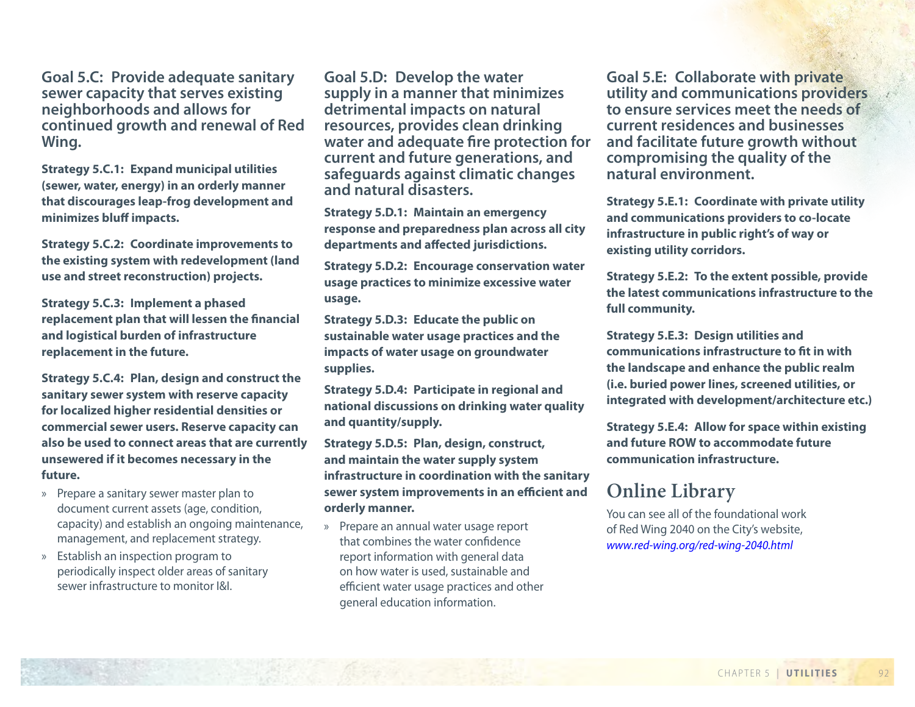## Goal 5.C: Provide adequate sanitary sewer capacity that serves existing neighborhoods and allows for continued growth and renewal of Red Wing.

**Strategy 5.C.1: Expand municipal utilities (sewer, water, energy) in an orderly manner that discourages leap-frog development and minimizes bluff impacts.**

**Strategy 5.C.2: Coordinate improvements to the existing system with redevelopment (land use and street reconstruction) projects.**

**Strategy 5.C.3: Implement a phased replacement plan that will lessen the financial and logistical burden of infrastructure replacement in the future.**

**Strategy 5.C.4: Plan, design and construct the sanitary sewer system with reserve capacity for localized higher residential densities or commercial sewer users. Reserve capacity can also be used to connect areas that are currently unsewered if it becomes necessary in the future.**

- Prepare a sanitary sewer master plan to document current assets (age, condition, capacity) and establish an ongoing maintenance, management, and replacement strategy.
- Establish an inspection program to periodically inspect older areas of sanitary sewer infrastructure to monitor I&I.

## Goal 5.D: Develop the water supply in a manner that minimizes detrimental impacts on natural resources, provides clean drinking water and adequate fire protection for current and future generations, and safeguards against climatic changes and natural disasters.

**Strategy 5.D.1: Maintain an emergency response and preparedness plan across all city departments and affected jurisdictions.**

**Strategy 5.D.2: Encourage conservation water usage practices to minimize excessive water usage.**

**Strategy 5.D.3: Educate the public on sustainable water usage practices and the impacts of water usage on groundwater supplies.**

**Strategy 5.D.4: Participate in regional and national discussions on drinking water quality and quantity/supply.**

**Strategy 5.D.5: Plan, design, construct, and maintain the water supply system infrastructure in coordination with the sanitary sewer system improvements in an efficient and orderly manner.**

- Prepare an annual water usage report that combines the water confidence report information with general data on how water is used, sustainable and efficient water usage practices and other general education information.

## Goal 5.E: Collaborate with private utility and communications providers to ensure services meet the needs of current residences and businesses and facilitate future growth without compromising the quality of the natural environment.

**Strategy 5.E.1: Coordinate with private utility and communications providers to co-locate infrastructure in public right's of way or existing utility corridors.**

**Strategy 5.E.2: To the extent possible, provide the latest communications infrastructure to the full community.**

**Strategy 5.E.3: Design utilities and communications infrastructure to fit in with the landscape and enhance the public realm (i.e. buried power lines, screened utilities, or integrated with development/architecture etc.)**

**Strategy 5.E.4: Allow for space within existing and future ROW to accommodate future communication infrastructure.**

## Online Library

You can see all of the foundational work of Red Wing 2040 on the City's website, *www.red-wing.org/red-wing-2040.html*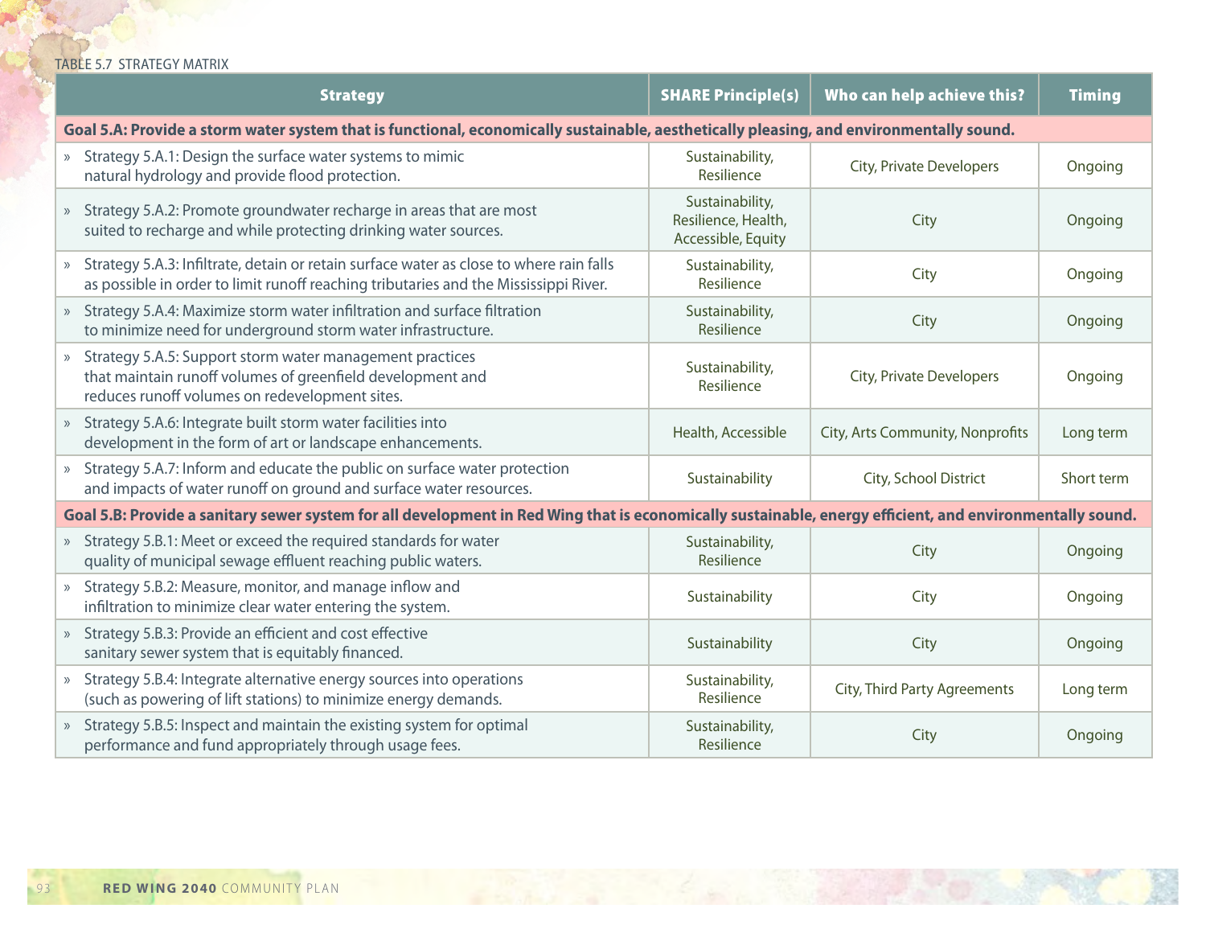TABLE 5.7 STRATEGY MATRIX

| Strategy | SHARE Principle(s) | Who can help achieve this? | Timing |
|---|---|---|---|
| **Goal 5.A: Provide a storm water system that is functional, economically sustainable, aesthetically pleasing, and environmentally sound.** | | | |
| » Strategy 5.A.1: Design the surface water systems to mimic natural hydrology and provide flood protection. | Sustainability, Resilience | City, Private Developers | Ongoing |
| » Strategy 5.A.2: Promote groundwater recharge in areas that are most suited to recharge and while protecting drinking water sources. | Sustainability, Resilience, Health, Accessible, Equity | City | Ongoing |
| » Strategy 5.A.3: Infiltrate, detain or retain surface water as close to where rain falls as possible in order to limit runoff reaching tributaries and the Mississippi River. | Sustainability, Resilience | City | Ongoing |
| » Strategy 5.A.4: Maximize storm water infiltration and surface filtration to minimize need for underground storm water infrastructure. | Sustainability, Resilience | City | Ongoing |
| » Strategy 5.A.5: Support storm water management practices that maintain runoff volumes of greenfield development and reduces runoff volumes on redevelopment sites. | Sustainability, Resilience | City, Private Developers | Ongoing |
| » Strategy 5.A.6: Integrate built storm water facilities into development in the form of art or landscape enhancements. | Health, Accessible | City, Arts Community, Nonprofits | Long term |
| » Strategy 5.A.7: Inform and educate the public on surface water protection and impacts of water runoff on ground and surface water resources. | Sustainability | City, School District | Short term |
| **Goal 5.B: Provide a sanitary sewer system for all development in Red Wing that is economically sustainable, energy efficient, and environmentally sound.** | | | |
| » Strategy 5.B.1: Meet or exceed the required standards for water quality of municipal sewage effluent reaching public waters. | Sustainability, Resilience | City | Ongoing |
| » Strategy 5.B.2: Measure, monitor, and manage inflow and infiltration to minimize clear water entering the system. | Sustainability | City | Ongoing |
| » Strategy 5.B.3: Provide an efficient and cost effective sanitary sewer system that is equitably financed. | Sustainability | City | Ongoing |
| » Strategy 5.B.4: Integrate alternative energy sources into operations (such as powering of lift stations) to minimize energy demands. | Sustainability, Resilience | City, Third Party Agreements | Long term |
| » Strategy 5.B.5: Inspect and maintain the existing system for optimal performance and fund appropriately through usage fees. | Sustainability, Resilience | City | Ongoing |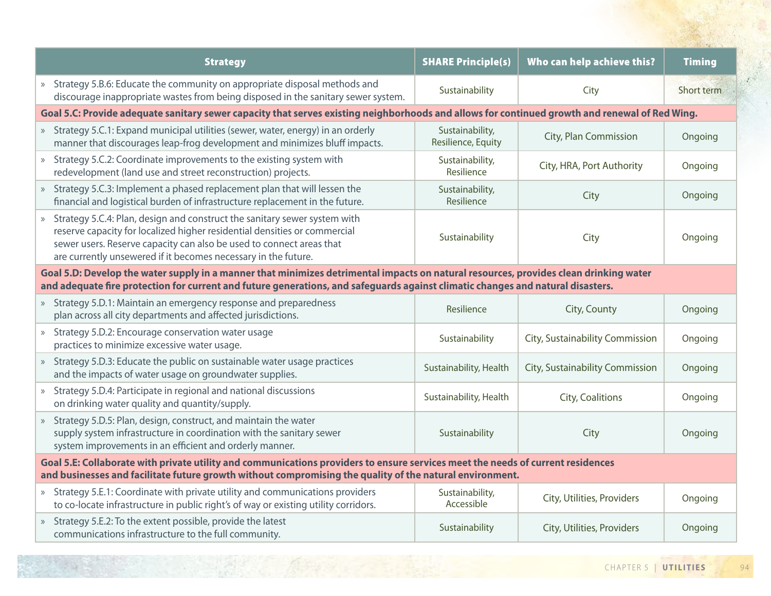| Strategy | SHARE Principle(s) | Who can help achieve this? | Timing |
|---|---|---|---|
| » Strategy 5.B.6: Educate the community on appropriate disposal methods and discourage inappropriate wastes from being disposed in the sanitary sewer system. | Sustainability | City | Short term |
| **Goal 5.C: Provide adequate sanitary sewer capacity that serves existing neighborhoods and allows for continued growth and renewal of Red Wing.** | | | |
| » Strategy 5.C.1: Expand municipal utilities (sewer, water, energy) in an orderly manner that discourages leap-frog development and minimizes bluff impacts. | Sustainability, Resilience, Equity | City, Plan Commission | Ongoing |
| » Strategy 5.C.2: Coordinate improvements to the existing system with redevelopment (land use and street reconstruction) projects. | Sustainability, Resilience | City, HRA, Port Authority | Ongoing |
| » Strategy 5.C.3: Implement a phased replacement plan that will lessen the financial and logistical burden of infrastructure replacement in the future. | Sustainability, Resilience | City | Ongoing |
| » Strategy 5.C.4: Plan, design and construct the sanitary sewer system with reserve capacity for localized higher residential densities or commercial sewer users. Reserve capacity can also be used to connect areas that are currently unsewered if it becomes necessary in the future. | Sustainability | City | Ongoing |
| **Goal 5.D: Develop the water supply in a manner that minimizes detrimental impacts on natural resources, provides clean drinking water and adequate fire protection for current and future generations, and safeguards against climatic changes and natural disasters.** | | | |
| » Strategy 5.D.1: Maintain an emergency response and preparedness plan across all city departments and affected jurisdictions. | Resilience | City, County | Ongoing |
| » Strategy 5.D.2: Encourage conservation water usage practices to minimize excessive water usage. | Sustainability | City, Sustainability Commission | Ongoing |
| » Strategy 5.D.3: Educate the public on sustainable water usage practices and the impacts of water usage on groundwater supplies. | Sustainability, Health | City, Sustainability Commission | Ongoing |
| » Strategy 5.D.4: Participate in regional and national discussions on drinking water quality and quantity/supply. | Sustainability, Health | City, Coalitions | Ongoing |
| » Strategy 5.D.5: Plan, design, construct, and maintain the water supply system infrastructure in coordination with the sanitary sewer system improvements in an efficient and orderly manner. | Sustainability | City | Ongoing |
| **Goal 5.E: Collaborate with private utility and communications providers to ensure services meet the needs of current residences and businesses and facilitate future growth without compromising the quality of the natural environment.** | | | |
| » Strategy 5.E.1: Coordinate with private utility and communications providers to co-locate infrastructure in public right's of way or existing utility corridors. | Sustainability, Accessible | City, Utilities, Providers | Ongoing |
| » Strategy 5.E.2: To the extent possible, provide the latest communications infrastructure to the full community. | Sustainability | City, Utilities, Providers | Ongoing |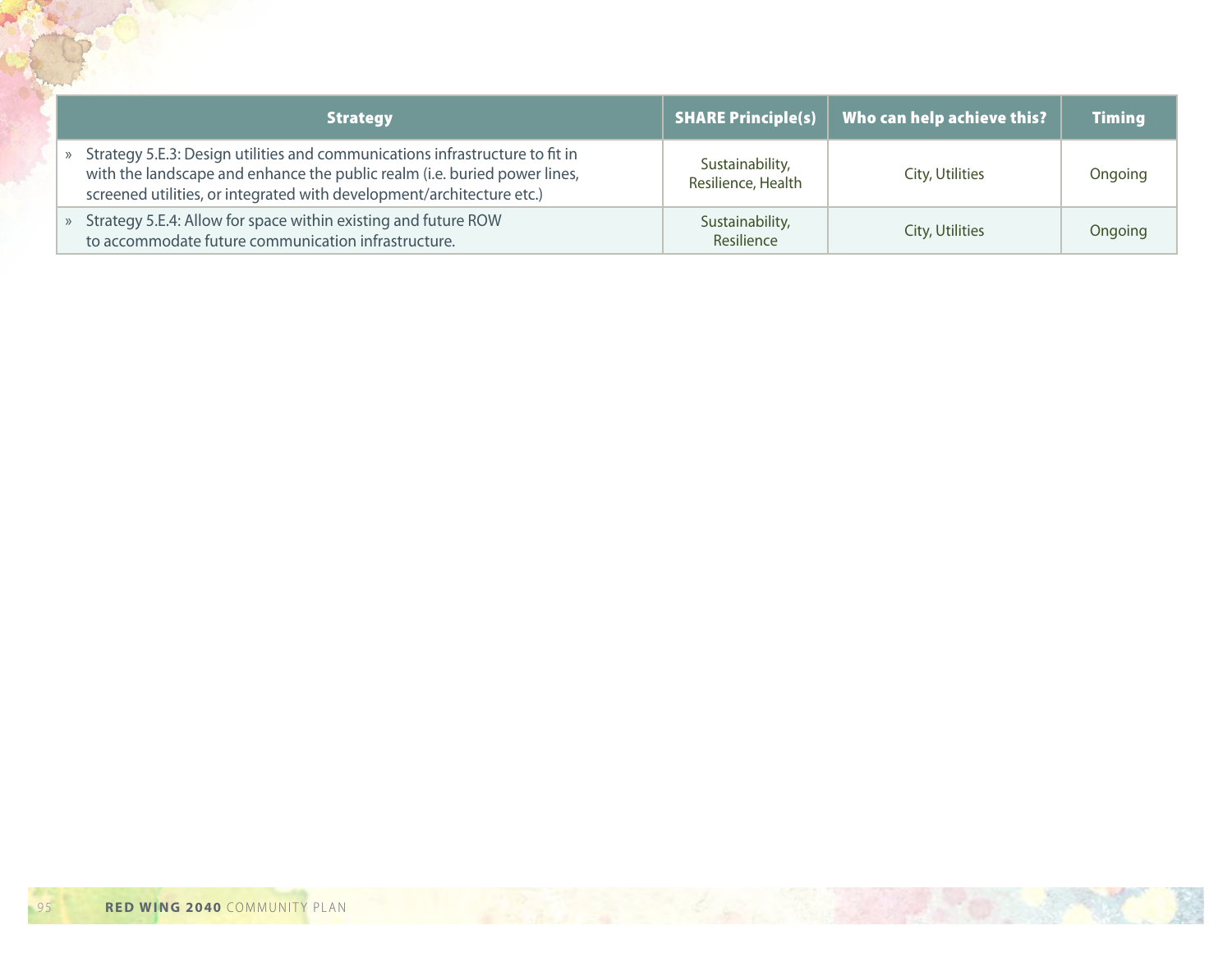| Strategy | SHARE Principle(s) | Who can help achieve this? | Timing |
|---|---|---|---|
| » Strategy 5.E.3: Design utilities and communications infrastructure to fit in with the landscape and enhance the public realm (i.e. buried power lines, screened utilities, or integrated with development/architecture etc.) | Sustainability, Resilience, Health | City, Utilities | Ongoing |
| » Strategy 5.E.4: Allow for space within existing and future ROW to accommodate future communication infrastructure. | Sustainability, Resilience | City, Utilities | Ongoing |